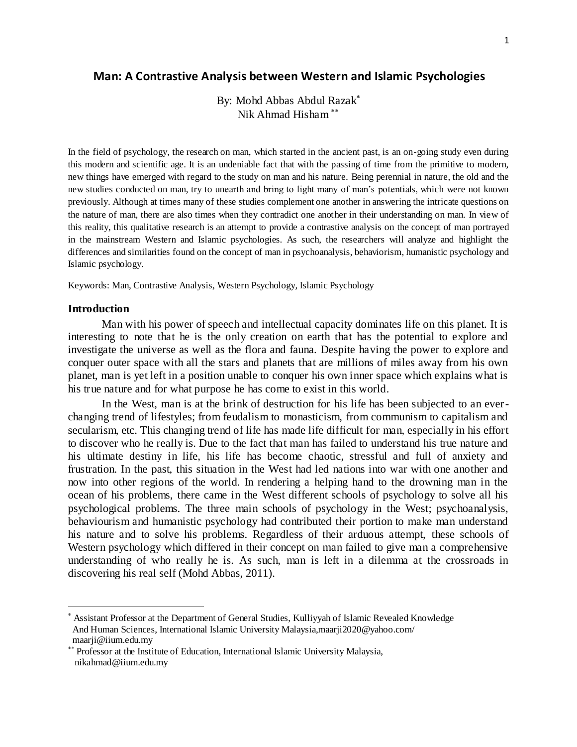# Man: A Contrastive Analysis between Western and Islamic Psychologies

By: Mohd Abbas Abdul Razak[*]
Nik Ahmad Hisham[**]

In the field of psychology, the research on man, which started in the ancient past, is an on-going study even during this modern and scientific age. It is an undeniable fact that with the passing of time from the primitive to modern, new things have emerged with regard to the study on man and his nature. Being perennial in nature, the old and the new studies conducted on man, try to unearth and bring to light many of man's potentials, which were not known previously. Although at times many of these studies complement one another in answering the intricate questions on the nature of man, there are also times when they contradict one another in their understanding on man. In view of this reality, this qualitative research is an attempt to provide a contrastive analysis on the concept of man portrayed in the mainstream Western and Islamic psychologies. As such, the researchers will analyze and highlight the differences and similarities found on the concept of man in psychoanalysis, behaviorism, humanistic psychology and Islamic psychology.

Keywords: Man, Contrastive Analysis, Western Psychology, Islamic Psychology

## Introduction

Man with his power of speech and intellectual capacity dominates life on this planet. It is interesting to note that he is the only creation on earth that has the potential to explore and investigate the universe as well as the flora and fauna. Despite having the power to explore and conquer outer space with all the stars and planets that are millions of miles away from his own planet, man is yet left in a position unable to conquer his own inner space which explains what is his true nature and for what purpose he has come to exist in this world.

In the West, man is at the brink of destruction for his life has been subjected to an ever-changing trend of lifestyles; from feudalism to monasticism, from communism to capitalism and secularism, etc. This changing trend of life has made life difficult for man, especially in his effort to discover who he really is. Due to the fact that man has failed to understand his true nature and his ultimate destiny in life, his life has become chaotic, stressful and full of anxiety and frustration. In the past, this situation in the West had led nations into war with one another and now into other regions of the world. In rendering a helping hand to the drowning man in the ocean of his problems, there came in the West different schools of psychology to solve all his psychological problems. The three main schools of psychology in the West; psychoanalysis, behaviourism and humanistic psychology had contributed their portion to make man understand his nature and to solve his problems. Regardless of their arduous attempt, these schools of Western psychology which differed in their concept on man failed to give man a comprehensive understanding of who really he is. As such, man is left in a dilemma at the crossroads in discovering his real self (Mohd Abbas, 2011).

---

[*] Assistant Professor at the Department of General Studies, Kulliyyah of Islamic Revealed Knowledge And Human Sciences, International Islamic University Malaysia,maarji2020@yahoo.com/ maarji@iium.edu.my

[**] Professor at the Institute of Education, International Islamic University Malaysia, nikahmad@iium.edu.my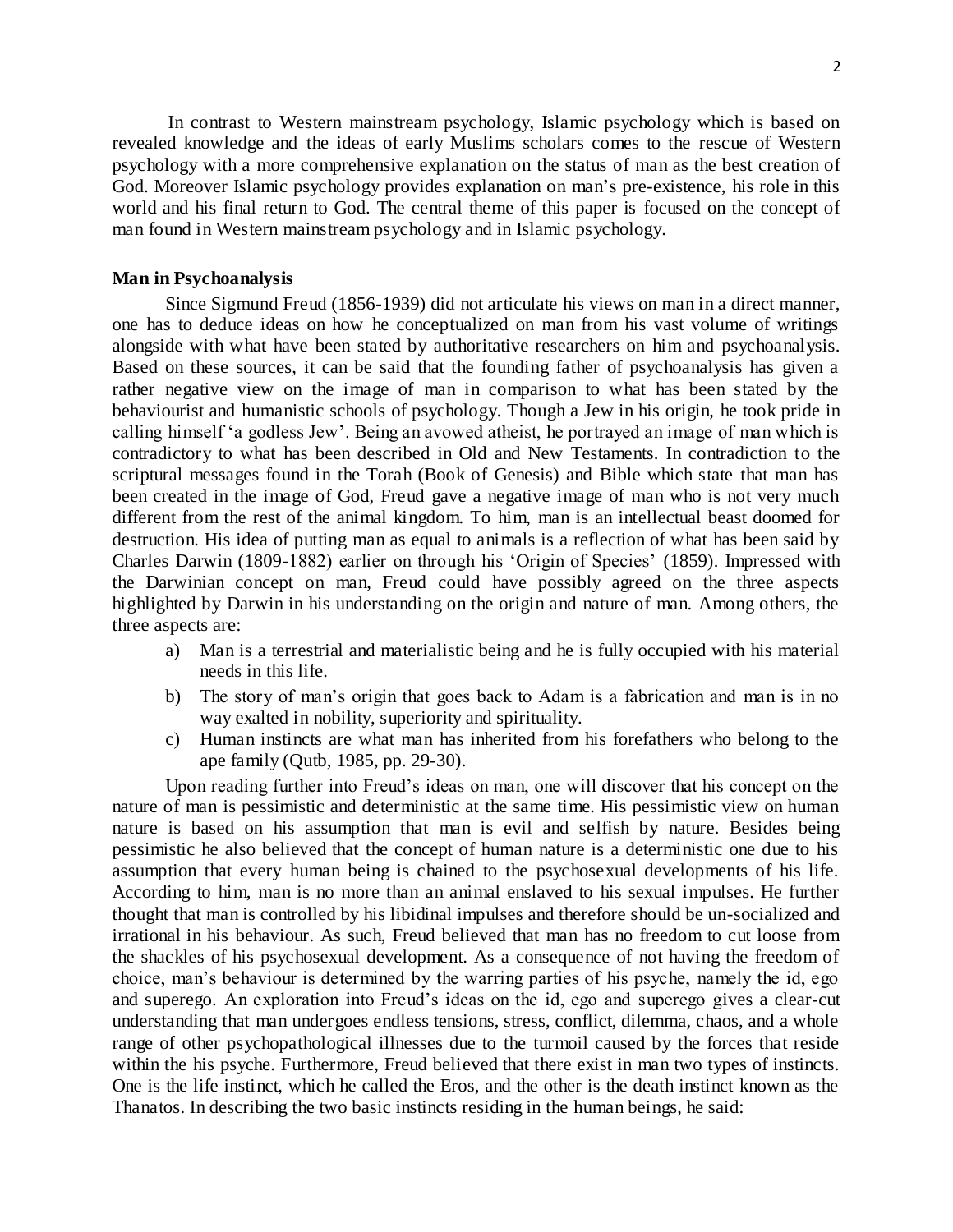In contrast to Western mainstream psychology, Islamic psychology which is based on revealed knowledge and the ideas of early Muslims scholars comes to the rescue of Western psychology with a more comprehensive explanation on the status of man as the best creation of God. Moreover Islamic psychology provides explanation on man's pre-existence, his role in this world and his final return to God. The central theme of this paper is focused on the concept of man found in Western mainstream psychology and in Islamic psychology.

**Man in Psychoanalysis**

Since Sigmund Freud (1856-1939) did not articulate his views on man in a direct manner, one has to deduce ideas on how he conceptualized on man from his vast volume of writings alongside with what have been stated by authoritative researchers on him and psychoanalysis. Based on these sources, it can be said that the founding father of psychoanalysis has given a rather negative view on the image of man in comparison to what has been stated by the behaviourist and humanistic schools of psychology. Though a Jew in his origin, he took pride in calling himself 'a godless Jew'. Being an avowed atheist, he portrayed an image of man which is contradictory to what has been described in Old and New Testaments. In contradiction to the scriptural messages found in the Torah (Book of Genesis) and Bible which state that man has been created in the image of God, Freud gave a negative image of man who is not very much different from the rest of the animal kingdom. To him, man is an intellectual beast doomed for destruction. His idea of putting man as equal to animals is a reflection of what has been said by Charles Darwin (1809-1882) earlier on through his 'Origin of Species' (1859). Impressed with the Darwinian concept on man, Freud could have possibly agreed on the three aspects highlighted by Darwin in his understanding on the origin and nature of man. Among others, the three aspects are:

a) Man is a terrestrial and materialistic being and he is fully occupied with his material needs in this life.
b) The story of man's origin that goes back to Adam is a fabrication and man is in no way exalted in nobility, superiority and spirituality.
c) Human instincts are what man has inherited from his forefathers who belong to the ape family (Qutb, 1985, pp. 29-30).

Upon reading further into Freud's ideas on man, one will discover that his concept on the nature of man is pessimistic and deterministic at the same time. His pessimistic view on human nature is based on his assumption that man is evil and selfish by nature. Besides being pessimistic he also believed that the concept of human nature is a deterministic one due to his assumption that every human being is chained to the psychosexual developments of his life. According to him, man is no more than an animal enslaved to his sexual impulses. He further thought that man is controlled by his libidinal impulses and therefore should be un-socialized and irrational in his behaviour. As such, Freud believed that man has no freedom to cut loose from the shackles of his psychosexual development. As a consequence of not having the freedom of choice, man's behaviour is determined by the warring parties of his psyche, namely the id, ego and superego. An exploration into Freud's ideas on the id, ego and superego gives a clear-cut understanding that man undergoes endless tensions, stress, conflict, dilemma, chaos, and a whole range of other psychopathological illnesses due to the turmoil caused by the forces that reside within the his psyche. Furthermore, Freud believed that there exist in man two types of instincts. One is the life instinct, which he called the Eros, and the other is the death instinct known as the Thanatos. In describing the two basic instincts residing in the human beings, he said: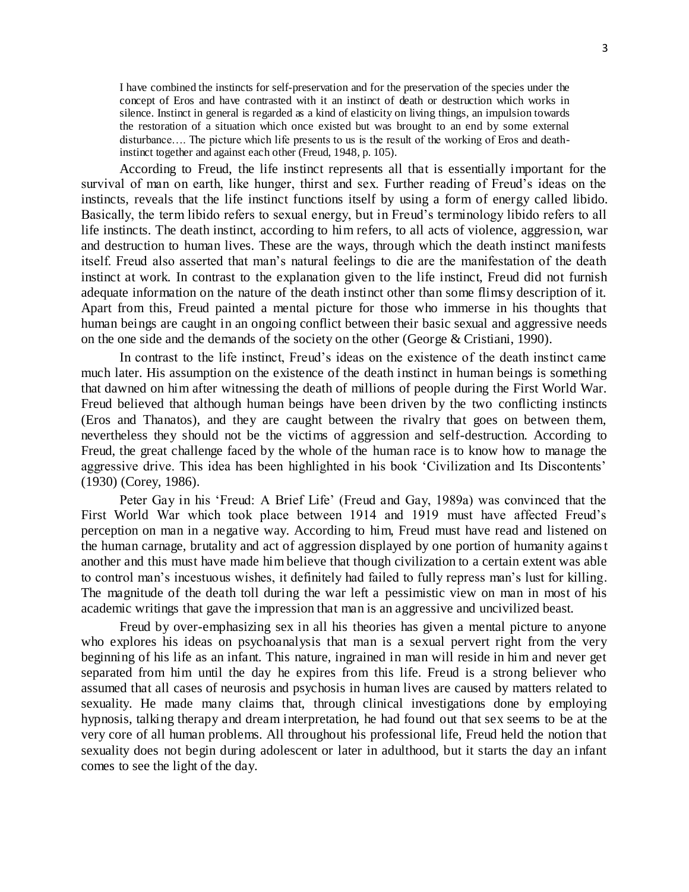> I have combined the instincts for self-preservation and for the preservation of the species under the concept of Eros and have contrasted with it an instinct of death or destruction which works in silence. Instinct in general is regarded as a kind of elasticity on living things, an impulsion towards the restoration of a situation which once existed but was brought to an end by some external disturbance…. The picture which life presents to us is the result of the working of Eros and death-instinct together and against each other (Freud, 1948, p. 105).

According to Freud, the life instinct represents all that is essentially important for the survival of man on earth, like hunger, thirst and sex. Further reading of Freud's ideas on the instincts, reveals that the life instinct functions itself by using a form of energy called libido. Basically, the term libido refers to sexual energy, but in Freud's terminology libido refers to all life instincts. The death instinct, according to him refers, to all acts of violence, aggression, war and destruction to human lives. These are the ways, through which the death instinct manifests itself. Freud also asserted that man's natural feelings to die are the manifestation of the death instinct at work. In contrast to the explanation given to the life instinct, Freud did not furnish adequate information on the nature of the death instinct other than some flimsy description of it. Apart from this, Freud painted a mental picture for those who immerse in his thoughts that human beings are caught in an ongoing conflict between their basic sexual and aggressive needs on the one side and the demands of the society on the other (George & Cristiani, 1990).

In contrast to the life instinct, Freud's ideas on the existence of the death instinct came much later. His assumption on the existence of the death instinct in human beings is something that dawned on him after witnessing the death of millions of people during the First World War. Freud believed that although human beings have been driven by the two conflicting instincts (Eros and Thanatos), and they are caught between the rivalry that goes on between them, nevertheless they should not be the victims of aggression and self-destruction. According to Freud, the great challenge faced by the whole of the human race is to know how to manage the aggressive drive. This idea has been highlighted in his book 'Civilization and Its Discontents' (1930) (Corey, 1986).

Peter Gay in his 'Freud: A Brief Life' (Freud and Gay, 1989a) was convinced that the First World War which took place between 1914 and 1919 must have affected Freud's perception on man in a negative way. According to him, Freud must have read and listened on the human carnage, brutality and act of aggression displayed by one portion of humanity against another and this must have made him believe that though civilization to a certain extent was able to control man's incestuous wishes, it definitely had failed to fully repress man's lust for killing. The magnitude of the death toll during the war left a pessimistic view on man in most of his academic writings that gave the impression that man is an aggressive and uncivilized beast.

Freud by over-emphasizing sex in all his theories has given a mental picture to anyone who explores his ideas on psychoanalysis that man is a sexual pervert right from the very beginning of his life as an infant. This nature, ingrained in man will reside in him and never get separated from him until the day he expires from this life. Freud is a strong believer who assumed that all cases of neurosis and psychosis in human lives are caused by matters related to sexuality. He made many claims that, through clinical investigations done by employing hypnosis, talking therapy and dream interpretation, he had found out that sex seems to be at the very core of all human problems. All throughout his professional life, Freud held the notion that sexuality does not begin during adolescent or later in adulthood, but it starts the day an infant comes to see the light of the day.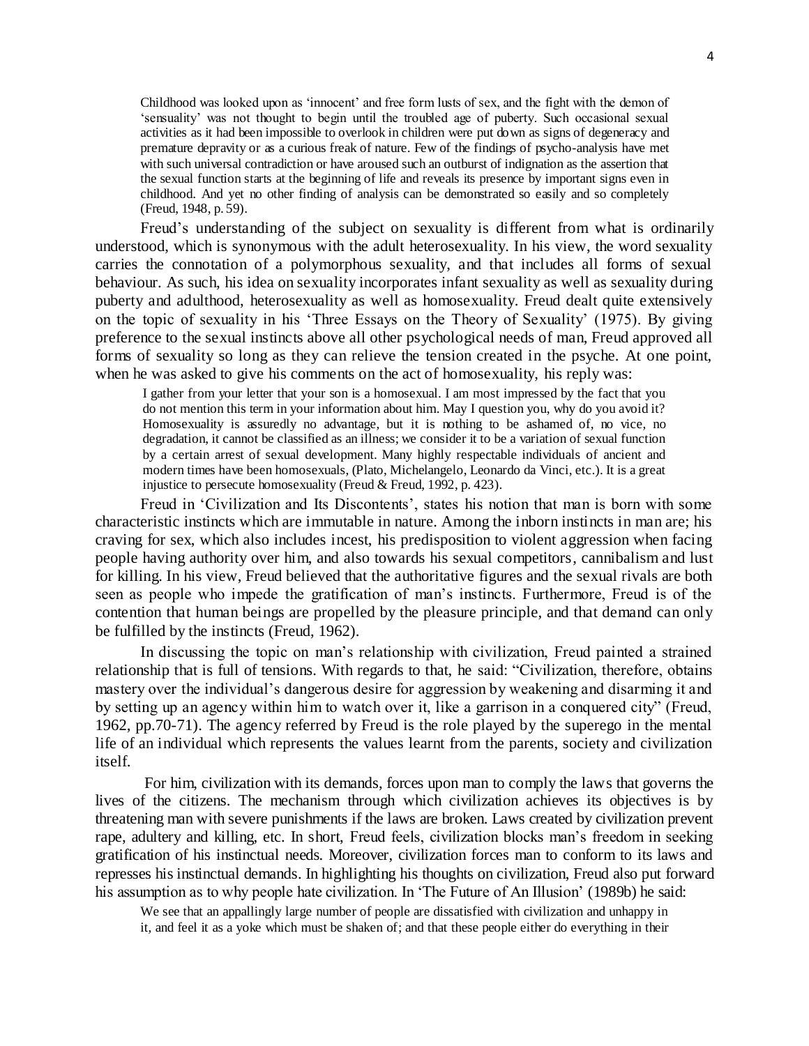> Childhood was looked upon as 'innocent' and free form lusts of sex, and the fight with the demon of 'sensuality' was not thought to begin until the troubled age of puberty. Such occasional sexual activities as it had been impossible to overlook in children were put down as signs of degeneracy and premature depravity or as a curious freak of nature. Few of the findings of psycho-analysis have met with such universal contradiction or have aroused such an outburst of indignation as the assertion that the sexual function starts at the beginning of life and reveals its presence by important signs even in childhood. And yet no other finding of analysis can be demonstrated so easily and so completely (Freud, 1948, p. 59).

Freud's understanding of the subject on sexuality is different from what is ordinarily understood, which is synonymous with the adult heterosexuality. In his view, the word sexuality carries the connotation of a polymorphous sexuality, and that includes all forms of sexual behaviour. As such, his idea on sexuality incorporates infant sexuality as well as sexuality during puberty and adulthood, heterosexuality as well as homosexuality. Freud dealt quite extensively on the topic of sexuality in his 'Three Essays on the Theory of Sexuality' (1975). By giving preference to the sexual instincts above all other psychological needs of man, Freud approved all forms of sexuality so long as they can relieve the tension created in the psyche. At one point, when he was asked to give his comments on the act of homosexuality, his reply was:

> I gather from your letter that your son is a homosexual. I am most impressed by the fact that you do not mention this term in your information about him. May I question you, why do you avoid it? Homosexuality is assuredly no advantage, but it is nothing to be ashamed of, no vice, no degradation, it cannot be classified as an illness; we consider it to be a variation of sexual function by a certain arrest of sexual development. Many highly respectable individuals of ancient and modern times have been homosexuals, (Plato, Michelangelo, Leonardo da Vinci, etc.). It is a great injustice to persecute homosexuality (Freud & Freud, 1992, p. 423).

Freud in 'Civilization and Its Discontents', states his notion that man is born with some characteristic instincts which are immutable in nature. Among the inborn instincts in man are; his craving for sex, which also includes incest, his predisposition to violent aggression when facing people having authority over him, and also towards his sexual competitors, cannibalism and lust for killing. In his view, Freud believed that the authoritative figures and the sexual rivals are both seen as people who impede the gratification of man's instincts. Furthermore, Freud is of the contention that human beings are propelled by the pleasure principle, and that demand can only be fulfilled by the instincts (Freud, 1962).

In discussing the topic on man's relationship with civilization, Freud painted a strained relationship that is full of tensions. With regards to that, he said: "Civilization, therefore, obtains mastery over the individual's dangerous desire for aggression by weakening and disarming it and by setting up an agency within him to watch over it, like a garrison in a conquered city" (Freud, 1962, pp.70-71). The agency referred by Freud is the role played by the superego in the mental life of an individual which represents the values learnt from the parents, society and civilization itself.

For him, civilization with its demands, forces upon man to comply the laws that governs the lives of the citizens. The mechanism through which civilization achieves its objectives is by threatening man with severe punishments if the laws are broken. Laws created by civilization prevent rape, adultery and killing, etc. In short, Freud feels, civilization blocks man's freedom in seeking gratification of his instinctual needs. Moreover, civilization forces man to conform to its laws and represses his instinctual demands. In highlighting his thoughts on civilization, Freud also put forward his assumption as to why people hate civilization. In 'The Future of An Illusion' (1989b) he said:

> We see that an appallingly large number of people are dissatisfied with civilization and unhappy in it, and feel it as a yoke which must be shaken of; and that these people either do everything in their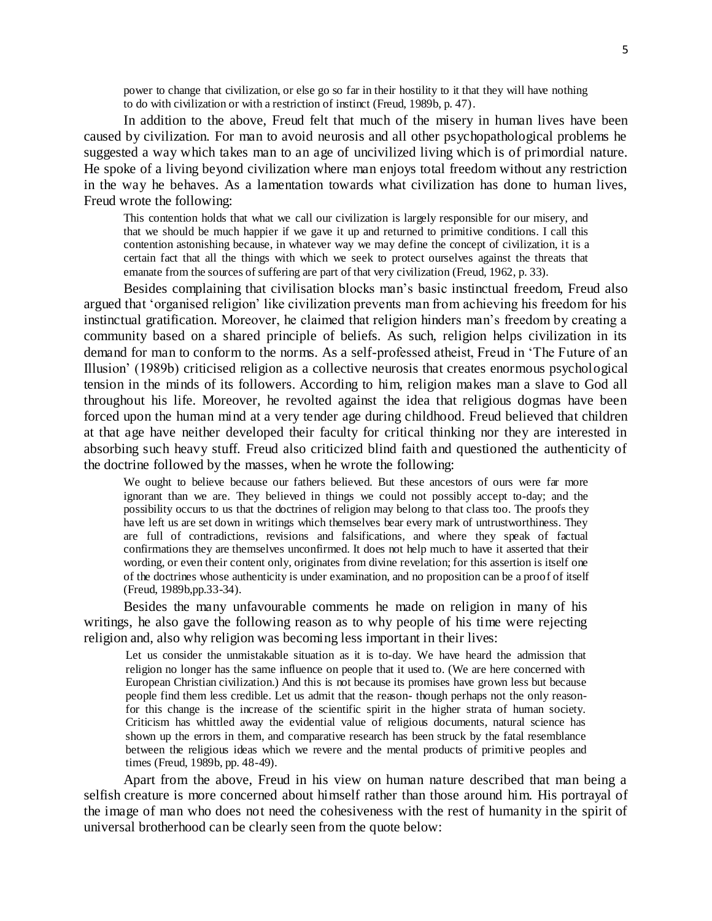> power to change that civilization, or else go so far in their hostility to it that they will have nothing to do with civilization or with a restriction of instinct (Freud, 1989b, p. 47).

In addition to the above, Freud felt that much of the misery in human lives have been caused by civilization. For man to avoid neurosis and all other psychopathological problems he suggested a way which takes man to an age of uncivilized living which is of primordial nature. He spoke of a living beyond civilization where man enjoys total freedom without any restriction in the way he behaves. As a lamentation towards what civilization has done to human lives, Freud wrote the following:

> This contention holds that what we call our civilization is largely responsible for our misery, and that we should be much happier if we gave it up and returned to primitive conditions. I call this contention astonishing because, in whatever way we may define the concept of civilization, it is a certain fact that all the things with which we seek to protect ourselves against the threats that emanate from the sources of suffering are part of that very civilization (Freud, 1962, p. 33).

Besides complaining that civilisation blocks man's basic instinctual freedom, Freud also argued that 'organised religion' like civilization prevents man from achieving his freedom for his instinctual gratification. Moreover, he claimed that religion hinders man's freedom by creating a community based on a shared principle of beliefs. As such, religion helps civilization in its demand for man to conform to the norms. As a self-professed atheist, Freud in 'The Future of an Illusion' (1989b) criticised religion as a collective neurosis that creates enormous psychological tension in the minds of its followers. According to him, religion makes man a slave to God all throughout his life. Moreover, he revolted against the idea that religious dogmas have been forced upon the human mind at a very tender age during childhood. Freud believed that children at that age have neither developed their faculty for critical thinking nor they are interested in absorbing such heavy stuff. Freud also criticized blind faith and questioned the authenticity of the doctrine followed by the masses, when he wrote the following:

> We ought to believe because our fathers believed. But these ancestors of ours were far more ignorant than we are. They believed in things we could not possibly accept to-day; and the possibility occurs to us that the doctrines of religion may belong to that class too. The proofs they have left us are set down in writings which themselves bear every mark of untrustworthiness. They are full of contradictions, revisions and falsifications, and where they speak of factual confirmations they are themselves unconfirmed. It does not help much to have it asserted that their wording, or even their content only, originates from divine revelation; for this assertion is itself one of the doctrines whose authenticity is under examination, and no proposition can be a proof of itself (Freud, 1989b,pp.33-34).

Besides the many unfavourable comments he made on religion in many of his writings, he also gave the following reason as to why people of his time were rejecting religion and, also why religion was becoming less important in their lives:

> Let us consider the unmistakable situation as it is to-day. We have heard the admission that religion no longer has the same influence on people that it used to. (We are here concerned with European Christian civilization.) And this is not because its promises have grown less but because people find them less credible. Let us admit that the reason- though perhaps not the only reason- for this change is the increase of the scientific spirit in the higher strata of human society. Criticism has whittled away the evidential value of religious documents, natural science has shown up the errors in them, and comparative research has been struck by the fatal resemblance between the religious ideas which we revere and the mental products of primitive peoples and times (Freud, 1989b, pp. 48-49).

Apart from the above, Freud in his view on human nature described that man being a selfish creature is more concerned about himself rather than those around him. His portrayal of the image of man who does not need the cohesiveness with the rest of humanity in the spirit of universal brotherhood can be clearly seen from the quote below: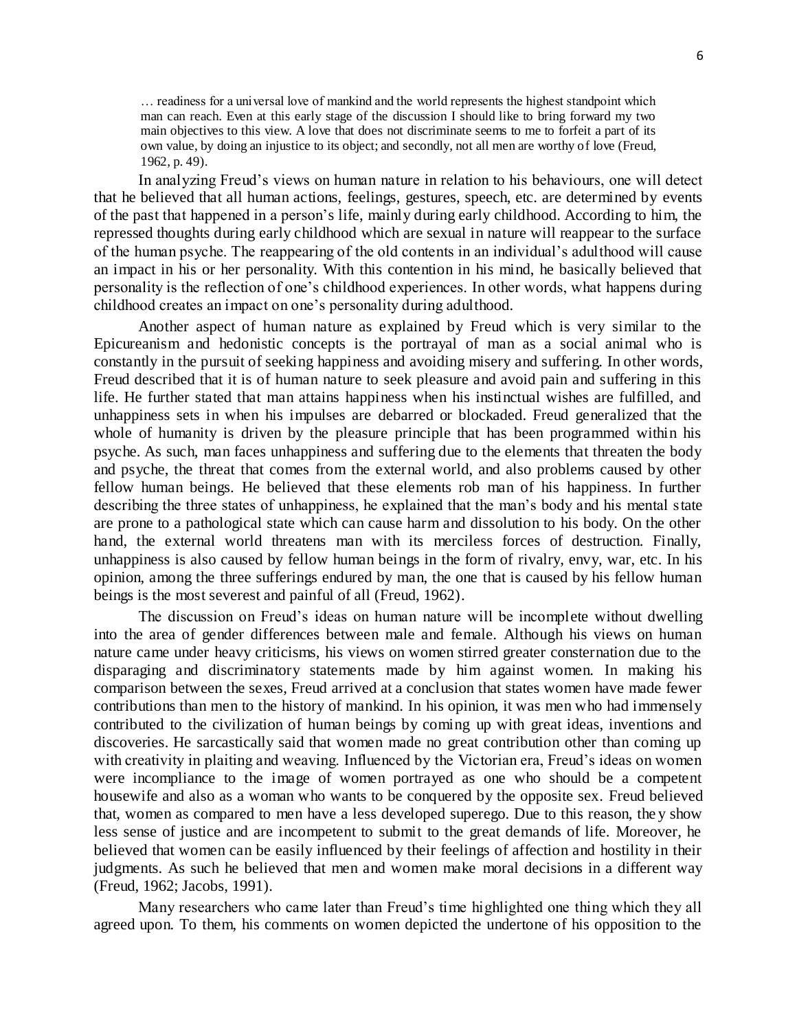> … readiness for a universal love of mankind and the world represents the highest standpoint which man can reach. Even at this early stage of the discussion I should like to bring forward my two main objectives to this view. A love that does not discriminate seems to me to forfeit a part of its own value, by doing an injustice to its object; and secondly, not all men are worthy of love (Freud, 1962, p. 49).

In analyzing Freud's views on human nature in relation to his behaviours, one will detect that he believed that all human actions, feelings, gestures, speech, etc. are determined by events of the past that happened in a person's life, mainly during early childhood. According to him, the repressed thoughts during early childhood which are sexual in nature will reappear to the surface of the human psyche. The reappearing of the old contents in an individual's adulthood will cause an impact in his or her personality. With this contention in his mind, he basically believed that personality is the reflection of one's childhood experiences. In other words, what happens during childhood creates an impact on one's personality during adulthood.

Another aspect of human nature as explained by Freud which is very similar to the Epicureanism and hedonistic concepts is the portrayal of man as a social animal who is constantly in the pursuit of seeking happiness and avoiding misery and suffering. In other words, Freud described that it is of human nature to seek pleasure and avoid pain and suffering in this life. He further stated that man attains happiness when his instinctual wishes are fulfilled, and unhappiness sets in when his impulses are debarred or blockaded. Freud generalized that the whole of humanity is driven by the pleasure principle that has been programmed within his psyche. As such, man faces unhappiness and suffering due to the elements that threaten the body and psyche, the threat that comes from the external world, and also problems caused by other fellow human beings. He believed that these elements rob man of his happiness. In further describing the three states of unhappiness, he explained that the man's body and his mental state are prone to a pathological state which can cause harm and dissolution to his body. On the other hand, the external world threatens man with its merciless forces of destruction. Finally, unhappiness is also caused by fellow human beings in the form of rivalry, envy, war, etc. In his opinion, among the three sufferings endured by man, the one that is caused by his fellow human beings is the most severest and painful of all (Freud, 1962).

The discussion on Freud's ideas on human nature will be incomplete without dwelling into the area of gender differences between male and female. Although his views on human nature came under heavy criticisms, his views on women stirred greater consternation due to the disparaging and discriminatory statements made by him against women. In making his comparison between the sexes, Freud arrived at a conclusion that states women have made fewer contributions than men to the history of mankind. In his opinion, it was men who had immensely contributed to the civilization of human beings by coming up with great ideas, inventions and discoveries. He sarcastically said that women made no great contribution other than coming up with creativity in plaiting and weaving. Influenced by the Victorian era, Freud's ideas on women were incompliance to the image of women portrayed as one who should be a competent housewife and also as a woman who wants to be conquered by the opposite sex. Freud believed that, women as compared to men have a less developed superego. Due to this reason, they show less sense of justice and are incompetent to submit to the great demands of life. Moreover, he believed that women can be easily influenced by their feelings of affection and hostility in their judgments. As such he believed that men and women make moral decisions in a different way (Freud, 1962; Jacobs, 1991).

Many researchers who came later than Freud's time highlighted one thing which they all agreed upon. To them, his comments on women depicted the undertone of his opposition to the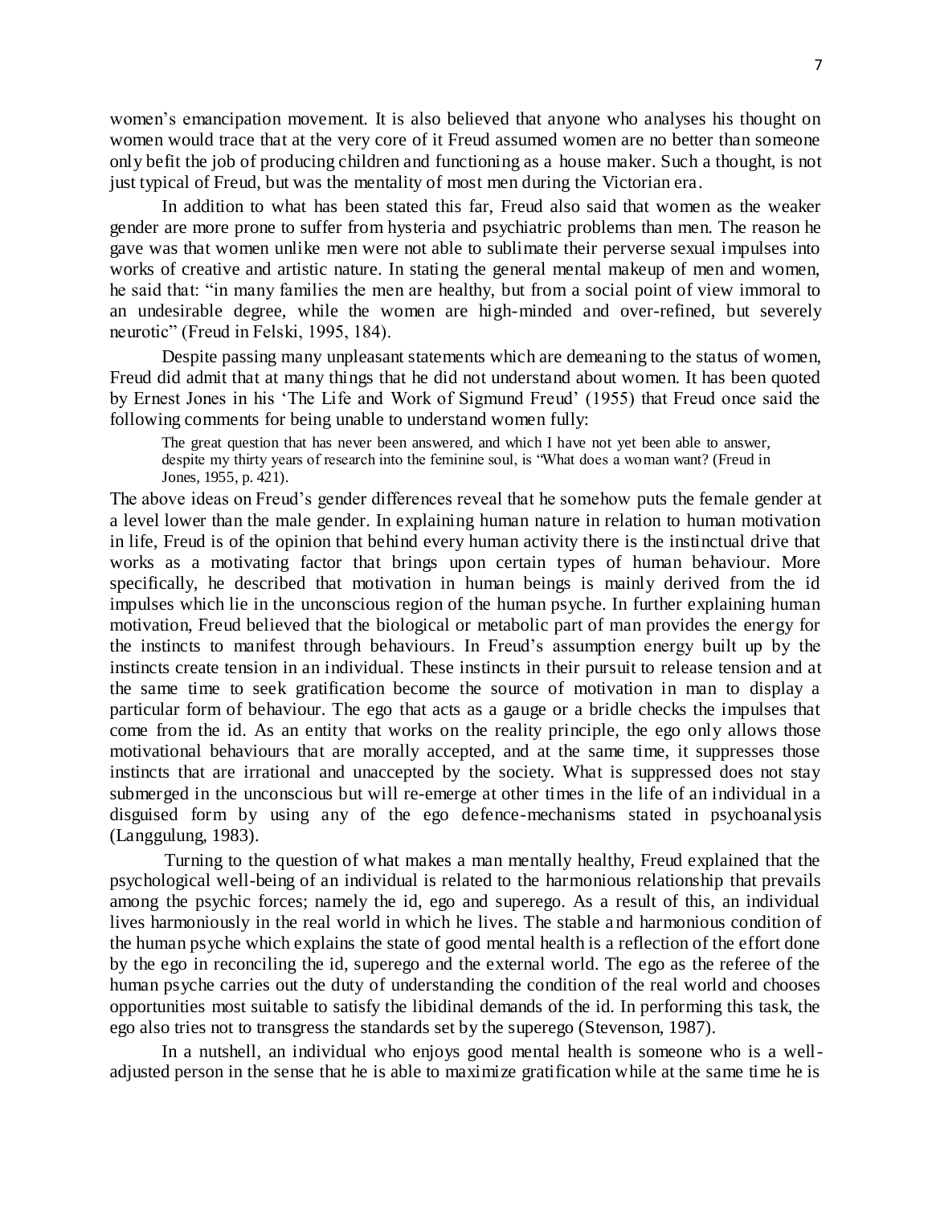women's emancipation movement. It is also believed that anyone who analyses his thought on women would trace that at the very core of it Freud assumed women are no better than someone only befit the job of producing children and functioning as a house maker. Such a thought, is not just typical of Freud, but was the mentality of most men during the Victorian era.

In addition to what has been stated this far, Freud also said that women as the weaker gender are more prone to suffer from hysteria and psychiatric problems than men. The reason he gave was that women unlike men were not able to sublimate their perverse sexual impulses into works of creative and artistic nature. In stating the general mental makeup of men and women, he said that: "in many families the men are healthy, but from a social point of view immoral to an undesirable degree, while the women are high-minded and over-refined, but severely neurotic" (Freud in Felski, 1995, 184).

Despite passing many unpleasant statements which are demeaning to the status of women, Freud did admit that at many things that he did not understand about women. It has been quoted by Ernest Jones in his 'The Life and Work of Sigmund Freud' (1955) that Freud once said the following comments for being unable to understand women fully:

> The great question that has never been answered, and which I have not yet been able to answer, despite my thirty years of research into the feminine soul, is "What does a woman want? (Freud in Jones, 1955, p. 421).

The above ideas on Freud's gender differences reveal that he somehow puts the female gender at a level lower than the male gender. In explaining human nature in relation to human motivation in life, Freud is of the opinion that behind every human activity there is the instinctual drive that works as a motivating factor that brings upon certain types of human behaviour. More specifically, he described that motivation in human beings is mainly derived from the id impulses which lie in the unconscious region of the human psyche. In further explaining human motivation, Freud believed that the biological or metabolic part of man provides the energy for the instincts to manifest through behaviours. In Freud's assumption energy built up by the instincts create tension in an individual. These instincts in their pursuit to release tension and at the same time to seek gratification become the source of motivation in man to display a particular form of behaviour. The ego that acts as a gauge or a bridle checks the impulses that come from the id. As an entity that works on the reality principle, the ego only allows those motivational behaviours that are morally accepted, and at the same time, it suppresses those instincts that are irrational and unaccepted by the society. What is suppressed does not stay submerged in the unconscious but will re-emerge at other times in the life of an individual in a disguised form by using any of the ego defence-mechanisms stated in psychoanalysis (Langgulung, 1983).

Turning to the question of what makes a man mentally healthy, Freud explained that the psychological well-being of an individual is related to the harmonious relationship that prevails among the psychic forces; namely the id, ego and superego. As a result of this, an individual lives harmoniously in the real world in which he lives. The stable and harmonious condition of the human psyche which explains the state of good mental health is a reflection of the effort done by the ego in reconciling the id, superego and the external world. The ego as the referee of the human psyche carries out the duty of understanding the condition of the real world and chooses opportunities most suitable to satisfy the libidinal demands of the id. In performing this task, the ego also tries not to transgress the standards set by the superego (Stevenson, 1987).

In a nutshell, an individual who enjoys good mental health is someone who is a well-adjusted person in the sense that he is able to maximize gratification while at the same time he is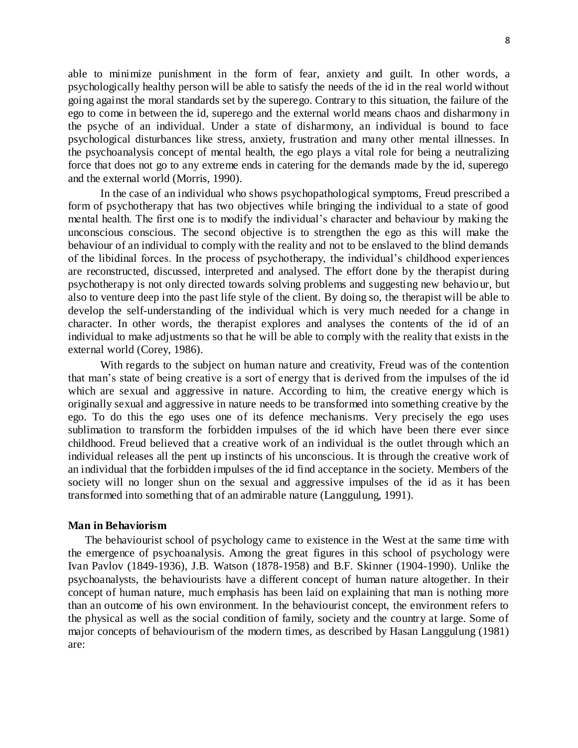able to minimize punishment in the form of fear, anxiety and guilt. In other words, a psychologically healthy person will be able to satisfy the needs of the id in the real world without going against the moral standards set by the superego. Contrary to this situation, the failure of the ego to come in between the id, superego and the external world means chaos and disharmony in the psyche of an individual. Under a state of disharmony, an individual is bound to face psychological disturbances like stress, anxiety, frustration and many other mental illnesses. In the psychoanalysis concept of mental health, the ego plays a vital role for being a neutralizing force that does not go to any extreme ends in catering for the demands made by the id, superego and the external world (Morris, 1990).

In the case of an individual who shows psychopathological symptoms, Freud prescribed a form of psychotherapy that has two objectives while bringing the individual to a state of good mental health. The first one is to modify the individual's character and behaviour by making the unconscious conscious. The second objective is to strengthen the ego as this will make the behaviour of an individual to comply with the reality and not to be enslaved to the blind demands of the libidinal forces. In the process of psychotherapy, the individual's childhood experiences are reconstructed, discussed, interpreted and analysed. The effort done by the therapist during psychotherapy is not only directed towards solving problems and suggesting new behaviour, but also to venture deep into the past life style of the client. By doing so, the therapist will be able to develop the self-understanding of the individual which is very much needed for a change in character. In other words, the therapist explores and analyses the contents of the id of an individual to make adjustments so that he will be able to comply with the reality that exists in the external world (Corey, 1986).

With regards to the subject on human nature and creativity, Freud was of the contention that man's state of being creative is a sort of energy that is derived from the impulses of the id which are sexual and aggressive in nature. According to him, the creative energy which is originally sexual and aggressive in nature needs to be transformed into something creative by the ego. To do this the ego uses one of its defence mechanisms. Very precisely the ego uses sublimation to transform the forbidden impulses of the id which have been there ever since childhood. Freud believed that a creative work of an individual is the outlet through which an individual releases all the pent up instincts of his unconscious. It is through the creative work of an individual that the forbidden impulses of the id find acceptance in the society. Members of the society will no longer shun on the sexual and aggressive impulses of the id as it has been transformed into something that of an admirable nature (Langgulung, 1991).

**Man in Behaviorism**

The behaviourist school of psychology came to existence in the West at the same time with the emergence of psychoanalysis. Among the great figures in this school of psychology were Ivan Pavlov (1849-1936), J.B. Watson (1878-1958) and B.F. Skinner (1904-1990). Unlike the psychoanalysts, the behaviourists have a different concept of human nature altogether. In their concept of human nature, much emphasis has been laid on explaining that man is nothing more than an outcome of his own environment. In the behaviourist concept, the environment refers to the physical as well as the social condition of family, society and the country at large. Some of major concepts of behaviourism of the modern times, as described by Hasan Langgulung (1981) are: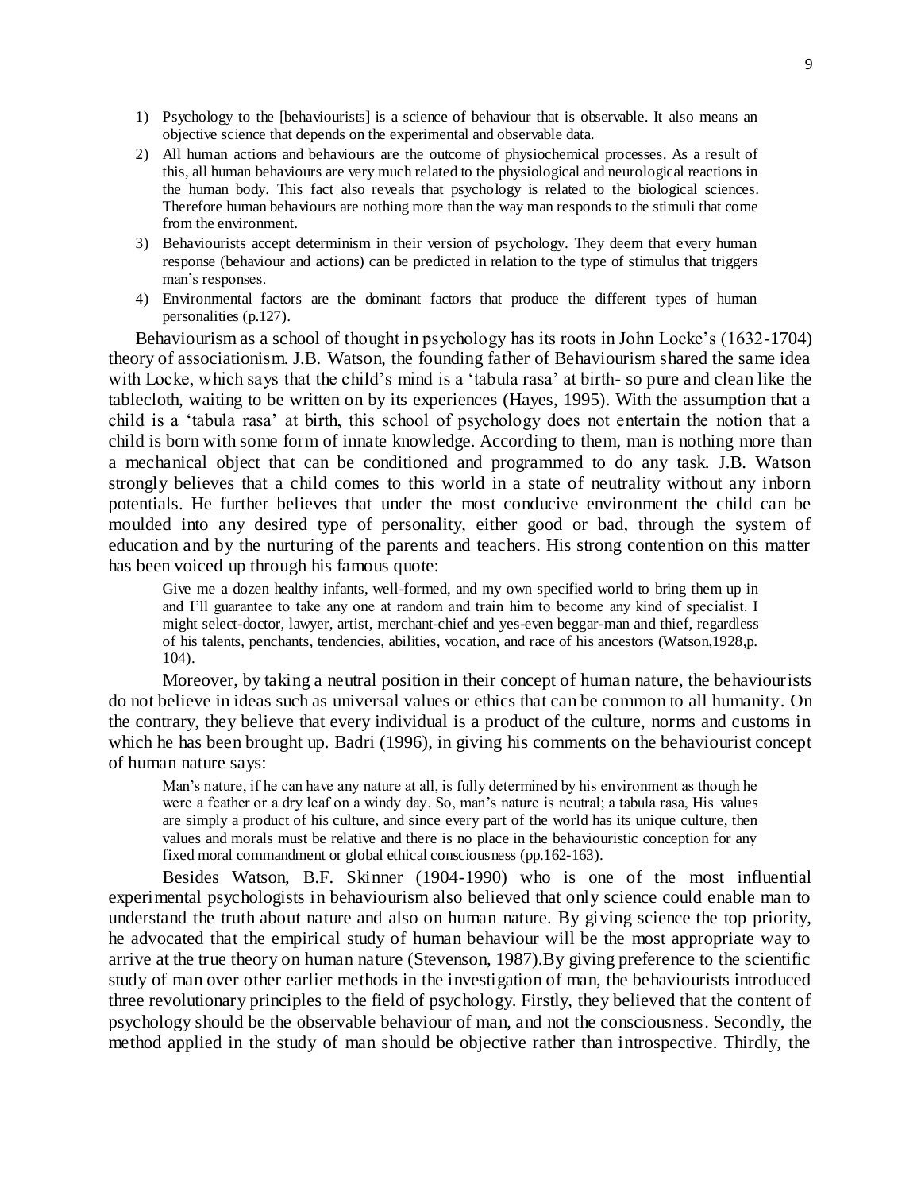1) Psychology to the [behaviourists] is a science of behaviour that is observable. It also means an objective science that depends on the experimental and observable data.
2) All human actions and behaviours are the outcome of physiochemical processes. As a result of this, all human behaviours are very much related to the physiological and neurological reactions in the human body. This fact also reveals that psychology is related to the biological sciences. Therefore human behaviours are nothing more than the way man responds to the stimuli that come from the environment.
3) Behaviourists accept determinism in their version of psychology. They deem that every human response (behaviour and actions) can be predicted in relation to the type of stimulus that triggers man's responses.
4) Environmental factors are the dominant factors that produce the different types of human personalities (p.127).

Behaviourism as a school of thought in psychology has its roots in John Locke's (1632-1704) theory of associationism. J.B. Watson, the founding father of Behaviourism shared the same idea with Locke, which says that the child's mind is a 'tabula rasa' at birth- so pure and clean like the tablecloth, waiting to be written on by its experiences (Hayes, 1995). With the assumption that a child is a 'tabula rasa' at birth, this school of psychology does not entertain the notion that a child is born with some form of innate knowledge. According to them, man is nothing more than a mechanical object that can be conditioned and programmed to do any task. J.B. Watson strongly believes that a child comes to this world in a state of neutrality without any inborn potentials. He further believes that under the most conducive environment the child can be moulded into any desired type of personality, either good or bad, through the system of education and by the nurturing of the parents and teachers. His strong contention on this matter has been voiced up through his famous quote:

> Give me a dozen healthy infants, well-formed, and my own specified world to bring them up in and I'll guarantee to take any one at random and train him to become any kind of specialist. I might select-doctor, lawyer, artist, merchant-chief and yes-even beggar-man and thief, regardless of his talents, penchants, tendencies, abilities, vocation, and race of his ancestors (Watson,1928,p. 104).

Moreover, by taking a neutral position in their concept of human nature, the behaviourists do not believe in ideas such as universal values or ethics that can be common to all humanity. On the contrary, they believe that every individual is a product of the culture, norms and customs in which he has been brought up. Badri (1996), in giving his comments on the behaviourist concept of human nature says:

> Man's nature, if he can have any nature at all, is fully determined by his environment as though he were a feather or a dry leaf on a windy day. So, man's nature is neutral; a tabula rasa, His values are simply a product of his culture, and since every part of the world has its unique culture, then values and morals must be relative and there is no place in the behaviouristic conception for any fixed moral commandment or global ethical consciousness (pp.162-163).

Besides Watson, B.F. Skinner (1904-1990) who is one of the most influential experimental psychologists in behaviourism also believed that only science could enable man to understand the truth about nature and also on human nature. By giving science the top priority, he advocated that the empirical study of human behaviour will be the most appropriate way to arrive at the true theory on human nature (Stevenson, 1987).By giving preference to the scientific study of man over other earlier methods in the investigation of man, the behaviourists introduced three revolutionary principles to the field of psychology. Firstly, they believed that the content of psychology should be the observable behaviour of man, and not the consciousness. Secondly, the method applied in the study of man should be objective rather than introspective. Thirdly, the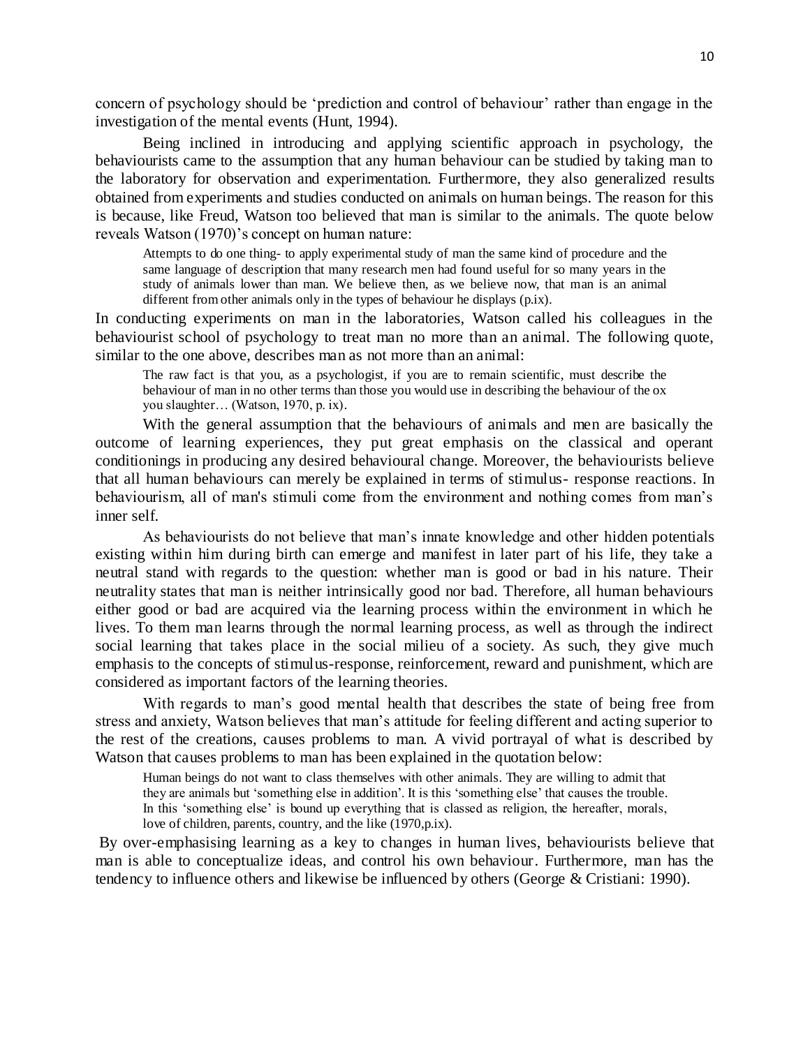concern of psychology should be 'prediction and control of behaviour' rather than engage in the investigation of the mental events (Hunt, 1994).

Being inclined in introducing and applying scientific approach in psychology, the behaviourists came to the assumption that any human behaviour can be studied by taking man to the laboratory for observation and experimentation. Furthermore, they also generalized results obtained from experiments and studies conducted on animals on human beings. The reason for this is because, like Freud, Watson too believed that man is similar to the animals. The quote below reveals Watson (1970)'s concept on human nature:

> Attempts to do one thing- to apply experimental study of man the same kind of procedure and the same language of description that many research men had found useful for so many years in the study of animals lower than man. We believe then, as we believe now, that man is an animal different from other animals only in the types of behaviour he displays (p.ix).

In conducting experiments on man in the laboratories, Watson called his colleagues in the behaviourist school of psychology to treat man no more than an animal. The following quote, similar to the one above, describes man as not more than an animal:

> The raw fact is that you, as a psychologist, if you are to remain scientific, must describe the behaviour of man in no other terms than those you would use in describing the behaviour of the ox you slaughter… (Watson, 1970, p. ix).

With the general assumption that the behaviours of animals and men are basically the outcome of learning experiences, they put great emphasis on the classical and operant conditionings in producing any desired behavioural change. Moreover, the behaviourists believe that all human behaviours can merely be explained in terms of stimulus- response reactions. In behaviourism, all of man's stimuli come from the environment and nothing comes from man's inner self.

As behaviourists do not believe that man's innate knowledge and other hidden potentials existing within him during birth can emerge and manifest in later part of his life, they take a neutral stand with regards to the question: whether man is good or bad in his nature. Their neutrality states that man is neither intrinsically good nor bad. Therefore, all human behaviours either good or bad are acquired via the learning process within the environment in which he lives. To them man learns through the normal learning process, as well as through the indirect social learning that takes place in the social milieu of a society. As such, they give much emphasis to the concepts of stimulus-response, reinforcement, reward and punishment, which are considered as important factors of the learning theories.

With regards to man's good mental health that describes the state of being free from stress and anxiety, Watson believes that man's attitude for feeling different and acting superior to the rest of the creations, causes problems to man. A vivid portrayal of what is described by Watson that causes problems to man has been explained in the quotation below:

> Human beings do not want to class themselves with other animals. They are willing to admit that they are animals but 'something else in addition'. It is this 'something else' that causes the trouble. In this 'something else' is bound up everything that is classed as religion, the hereafter, morals, love of children, parents, country, and the like (1970,p.ix).

By over-emphasising learning as a key to changes in human lives, behaviourists believe that man is able to conceptualize ideas, and control his own behaviour. Furthermore, man has the tendency to influence others and likewise be influenced by others (George & Cristiani: 1990).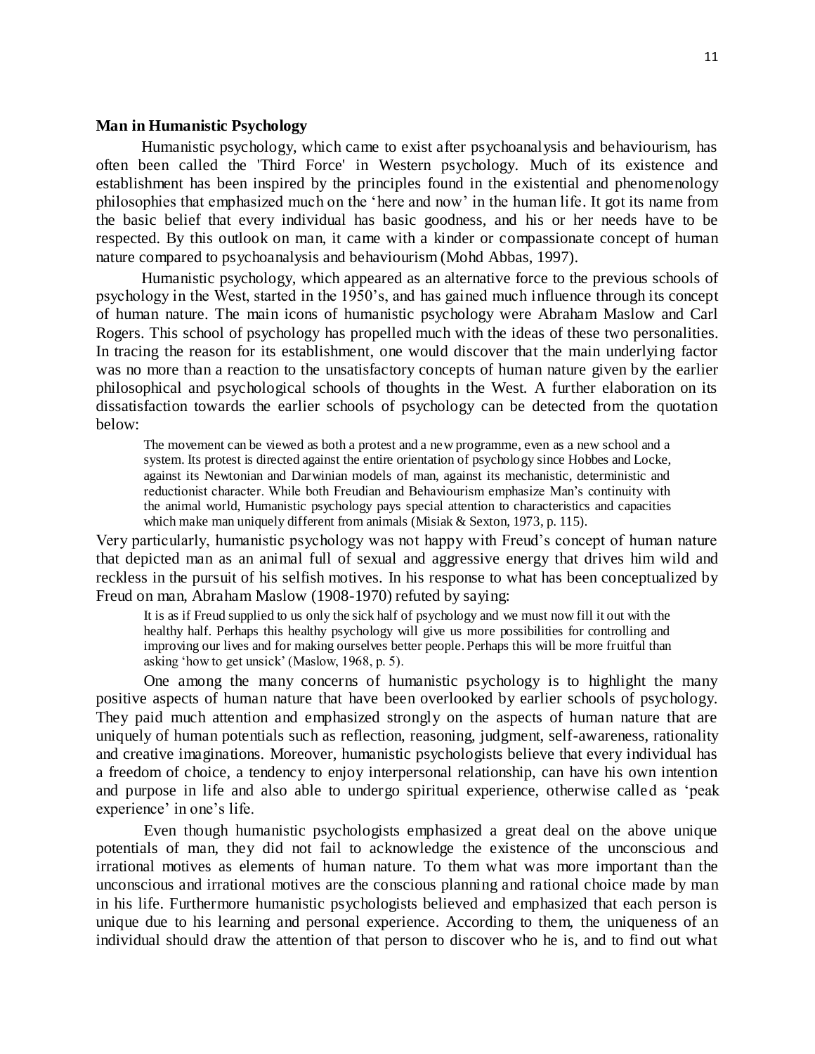**Man in Humanistic Psychology**

Humanistic psychology, which came to exist after psychoanalysis and behaviourism, has often been called the 'Third Force' in Western psychology. Much of its existence and establishment has been inspired by the principles found in the existential and phenomenology philosophies that emphasized much on the 'here and now' in the human life. It got its name from the basic belief that every individual has basic goodness, and his or her needs have to be respected. By this outlook on man, it came with a kinder or compassionate concept of human nature compared to psychoanalysis and behaviourism (Mohd Abbas, 1997).

Humanistic psychology, which appeared as an alternative force to the previous schools of psychology in the West, started in the 1950's, and has gained much influence through its concept of human nature. The main icons of humanistic psychology were Abraham Maslow and Carl Rogers. This school of psychology has propelled much with the ideas of these two personalities. In tracing the reason for its establishment, one would discover that the main underlying factor was no more than a reaction to the unsatisfactory concepts of human nature given by the earlier philosophical and psychological schools of thoughts in the West. A further elaboration on its dissatisfaction towards the earlier schools of psychology can be detected from the quotation below:

> The movement can be viewed as both a protest and a new programme, even as a new school and a system. Its protest is directed against the entire orientation of psychology since Hobbes and Locke, against its Newtonian and Darwinian models of man, against its mechanistic, deterministic and reductionist character. While both Freudian and Behaviourism emphasize Man's continuity with the animal world, Humanistic psychology pays special attention to characteristics and capacities which make man uniquely different from animals (Misiak & Sexton, 1973, p. 115).

Very particularly, humanistic psychology was not happy with Freud's concept of human nature that depicted man as an animal full of sexual and aggressive energy that drives him wild and reckless in the pursuit of his selfish motives. In his response to what has been conceptualized by Freud on man, Abraham Maslow (1908-1970) refuted by saying:

> It is as if Freud supplied to us only the sick half of psychology and we must now fill it out with the healthy half. Perhaps this healthy psychology will give us more possibilities for controlling and improving our lives and for making ourselves better people. Perhaps this will be more fruitful than asking 'how to get unsick' (Maslow, 1968, p. 5).

One among the many concerns of humanistic psychology is to highlight the many positive aspects of human nature that have been overlooked by earlier schools of psychology. They paid much attention and emphasized strongly on the aspects of human nature that are uniquely of human potentials such as reflection, reasoning, judgment, self-awareness, rationality and creative imaginations. Moreover, humanistic psychologists believe that every individual has a freedom of choice, a tendency to enjoy interpersonal relationship, can have his own intention and purpose in life and also able to undergo spiritual experience, otherwise called as 'peak experience' in one's life.

Even though humanistic psychologists emphasized a great deal on the above unique potentials of man, they did not fail to acknowledge the existence of the unconscious and irrational motives as elements of human nature. To them what was more important than the unconscious and irrational motives are the conscious planning and rational choice made by man in his life. Furthermore humanistic psychologists believed and emphasized that each person is unique due to his learning and personal experience. According to them, the uniqueness of an individual should draw the attention of that person to discover who he is, and to find out what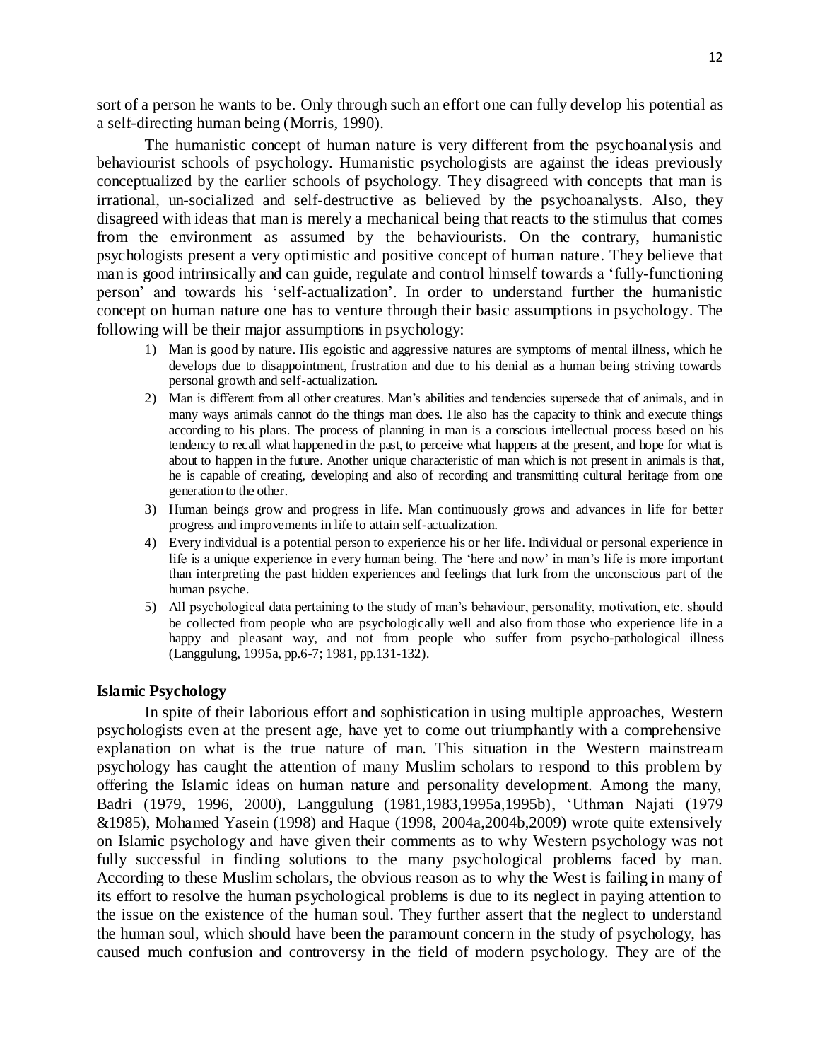sort of a person he wants to be. Only through such an effort one can fully develop his potential as a self-directing human being (Morris, 1990).

The humanistic concept of human nature is very different from the psychoanalysis and behaviourist schools of psychology. Humanistic psychologists are against the ideas previously conceptualized by the earlier schools of psychology. They disagreed with concepts that man is irrational, un-socialized and self-destructive as believed by the psychoanalysts. Also, they disagreed with ideas that man is merely a mechanical being that reacts to the stimulus that comes from the environment as assumed by the behaviourists. On the contrary, humanistic psychologists present a very optimistic and positive concept of human nature. They believe that man is good intrinsically and can guide, regulate and control himself towards a 'fully-functioning person' and towards his 'self-actualization'. In order to understand further the humanistic concept on human nature one has to venture through their basic assumptions in psychology. The following will be their major assumptions in psychology:

1) Man is good by nature. His egoistic and aggressive natures are symptoms of mental illness, which he develops due to disappointment, frustration and due to his denial as a human being striving towards personal growth and self-actualization.
2) Man is different from all other creatures. Man's abilities and tendencies supersede that of animals, and in many ways animals cannot do the things man does. He also has the capacity to think and execute things according to his plans. The process of planning in man is a conscious intellectual process based on his tendency to recall what happened in the past, to perceive what happens at the present, and hope for what is about to happen in the future. Another unique characteristic of man which is not present in animals is that, he is capable of creating, developing and also of recording and transmitting cultural heritage from one generation to the other.
3) Human beings grow and progress in life. Man continuously grows and advances in life for better progress and improvements in life to attain self-actualization.
4) Every individual is a potential person to experience his or her life. Individual or personal experience in life is a unique experience in every human being. The 'here and now' in man's life is more important than interpreting the past hidden experiences and feelings that lurk from the unconscious part of the human psyche.
5) All psychological data pertaining to the study of man's behaviour, personality, motivation, etc. should be collected from people who are psychologically well and also from those who experience life in a happy and pleasant way, and not from people who suffer from psycho-pathological illness (Langgulung, 1995a, pp.6-7; 1981, pp.131-132).

### Islamic Psychology

In spite of their laborious effort and sophistication in using multiple approaches, Western psychologists even at the present age, have yet to come out triumphantly with a comprehensive explanation on what is the true nature of man. This situation in the Western mainstream psychology has caught the attention of many Muslim scholars to respond to this problem by offering the Islamic ideas on human nature and personality development. Among the many, Badri (1979, 1996, 2000), Langgulung (1981,1983,1995a,1995b), 'Uthman Najati (1979 &1985), Mohamed Yasein (1998) and Haque (1998, 2004a,2004b,2009) wrote quite extensively on Islamic psychology and have given their comments as to why Western psychology was not fully successful in finding solutions to the many psychological problems faced by man. According to these Muslim scholars, the obvious reason as to why the West is failing in many of its effort to resolve the human psychological problems is due to its neglect in paying attention to the issue on the existence of the human soul. They further assert that the neglect to understand the human soul, which should have been the paramount concern in the study of psychology, has caused much confusion and controversy in the field of modern psychology. They are of the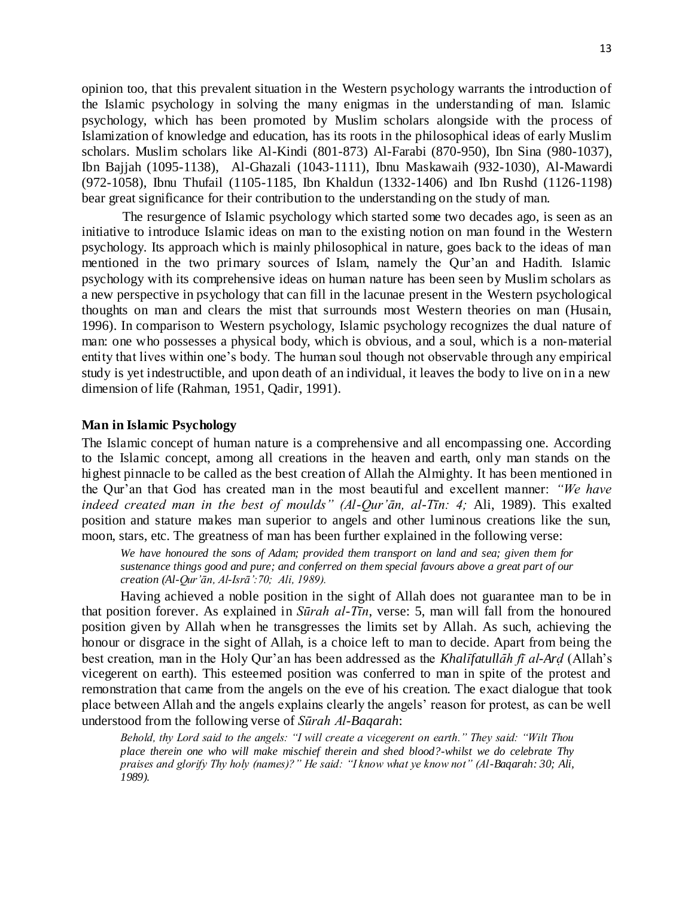opinion too, that this prevalent situation in the Western psychology warrants the introduction of the Islamic psychology in solving the many enigmas in the understanding of man. Islamic psychology, which has been promoted by Muslim scholars alongside with the process of Islamization of knowledge and education, has its roots in the philosophical ideas of early Muslim scholars. Muslim scholars like Al-Kindi (801-873) Al-Farabi (870-950), Ibn Sina (980-1037), Ibn Bajjah (1095-1138), Al-Ghazali (1043-1111), Ibnu Maskawaih (932-1030), Al-Mawardi (972-1058), Ibnu Thufail (1105-1185, Ibn Khaldun (1332-1406) and Ibn Rushd (1126-1198) bear great significance for their contribution to the understanding on the study of man.

The resurgence of Islamic psychology which started some two decades ago, is seen as an initiative to introduce Islamic ideas on man to the existing notion on man found in the Western psychology. Its approach which is mainly philosophical in nature, goes back to the ideas of man mentioned in the two primary sources of Islam, namely the Qur'an and Hadith. Islamic psychology with its comprehensive ideas on human nature has been seen by Muslim scholars as a new perspective in psychology that can fill in the lacunae present in the Western psychological thoughts on man and clears the mist that surrounds most Western theories on man (Husain, 1996). In comparison to Western psychology, Islamic psychology recognizes the dual nature of man: one who possesses a physical body, which is obvious, and a soul, which is a non-material entity that lives within one's body. The human soul though not observable through any empirical study is yet indestructible, and upon death of an individual, it leaves the body to live on in a new dimension of life (Rahman, 1951, Qadir, 1991).

**Man in Islamic Psychology**

The Islamic concept of human nature is a comprehensive and all encompassing one. According to the Islamic concept, among all creations in the heaven and earth, only man stands on the highest pinnacle to be called as the best creation of Allah the Almighty. It has been mentioned in the Qur'an that God has created man in the most beautiful and excellent manner: *"We have indeed created man in the best of moulds" (Al-Qur'ān, al-Tīn: 4;* Ali, 1989). This exalted position and stature makes man superior to angels and other luminous creations like the sun, moon, stars, etc. The greatness of man has been further explained in the following verse:

> *We have honoured the sons of Adam; provided them transport on land and sea; given them for sustenance things good and pure; and conferred on them special favours above a great part of our creation (Al-Qur'ān, Al-Isrā':70; Ali, 1989).*

Having achieved a noble position in the sight of Allah does not guarantee man to be in that position forever. As explained in *Sūrah al-Tīn*, verse: 5, man will fall from the honoured position given by Allah when he transgresses the limits set by Allah. As such, achieving the honour or disgrace in the sight of Allah, is a choice left to man to decide. Apart from being the best creation, man in the Holy Qur'an has been addressed as the *Khalīfatullāh fī al-Arḍ* (Allah's vicegerent on earth). This esteemed position was conferred to man in spite of the protest and remonstration that came from the angels on the eve of his creation. The exact dialogue that took place between Allah and the angels explains clearly the angels' reason for protest, as can be well understood from the following verse of *Sūrah Al-Baqarah*:

> *Behold, thy Lord said to the angels: "I will create a vicegerent on earth." They said: "Wilt Thou place therein one who will make mischief therein and shed blood?-whilst we do celebrate Thy praises and glorify Thy holy (names)?" He said: "I know what ye know not" (Al-Baqarah: 30; Ali, 1989).*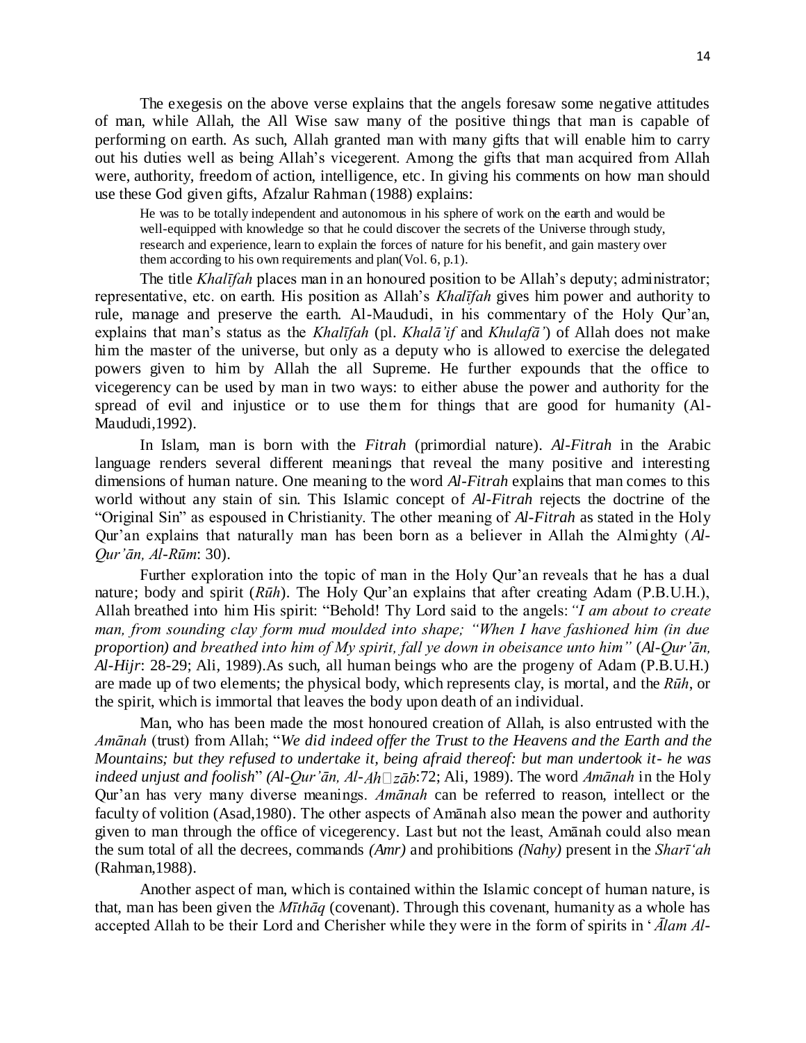The exegesis on the above verse explains that the angels foresaw some negative attitudes of man, while Allah, the All Wise saw many of the positive things that man is capable of performing on earth. As such, Allah granted man with many gifts that will enable him to carry out his duties well as being Allah's vicegerent. Among the gifts that man acquired from Allah were, authority, freedom of action, intelligence, etc. In giving his comments on how man should use these God given gifts, Afzalur Rahman (1988) explains:

> He was to be totally independent and autonomous in his sphere of work on the earth and would be well-equipped with knowledge so that he could discover the secrets of the Universe through study, research and experience, learn to explain the forces of nature for his benefit, and gain mastery over them according to his own requirements and plan(Vol. 6, p.1).

The title *Khalīfah* places man in an honoured position to be Allah's deputy; administrator; representative, etc. on earth. His position as Allah's *Khalīfah* gives him power and authority to rule, manage and preserve the earth. Al-Maududi, in his commentary of the Holy Qur'an, explains that man's status as the *Khalīfah* (pl. *Khalā'if* and *Khulafā'*) of Allah does not make him the master of the universe, but only as a deputy who is allowed to exercise the delegated powers given to him by Allah the all Supreme. He further expounds that the office to vicegerency can be used by man in two ways: to either abuse the power and authority for the spread of evil and injustice or to use them for things that are good for humanity (Al-Maududi,1992).

In Islam, man is born with the *Fitrah* (primordial nature). *Al-Fitrah* in the Arabic language renders several different meanings that reveal the many positive and interesting dimensions of human nature. One meaning to the word *Al-Fitrah* explains that man comes to this world without any stain of sin. This Islamic concept of *Al-Fitrah* rejects the doctrine of the "Original Sin" as espoused in Christianity. The other meaning of *Al-Fitrah* as stated in the Holy Qur'an explains that naturally man has been born as a believer in Allah the Almighty (*Al-Qur'ān, Al-Rūm*: 30).

Further exploration into the topic of man in the Holy Qur'an reveals that he has a dual nature; body and spirit (*Rūh*). The Holy Qur'an explains that after creating Adam (P.B.U.H.), Allah breathed into him His spirit: "Behold! Thy Lord said to the angels: *"I am about to create man, from sounding clay form mud moulded into shape; "When I have fashioned him (in due proportion) and breathed into him of My spirit, fall ye down in obeisance unto him"* (*Al-Qur'ān, Al-Hijr*: 28-29; Ali, 1989).As such, all human beings who are the progeny of Adam (P.B.U.H.) are made up of two elements; the physical body, which represents clay, is mortal, and the *Rūh*, or the spirit, which is immortal that leaves the body upon death of an individual.

Man, who has been made the most honoured creation of Allah, is also entrusted with the *Amānah* (trust) from Allah; "*We did indeed offer the Trust to the Heavens and the Earth and the Mountains; but they refused to undertake it, being afraid thereof: but man undertook it- he was indeed unjust and foolish*" *(Al-Qur'ān, Al-Ahzāb*:72; Ali, 1989). The word *Amānah* in the Holy Qur'an has very many diverse meanings. *Amānah* can be referred to reason, intellect or the faculty of volition (Asad,1980). The other aspects of Amānah also mean the power and authority given to man through the office of vicegerency. Last but not the least, Amānah could also mean the sum total of all the decrees, commands *(Amr)* and prohibitions *(Nahy)* present in the *Sharī'ah* (Rahman,1988).

Another aspect of man, which is contained within the Islamic concept of human nature, is that, man has been given the *Mīthāq* (covenant). Through this covenant, humanity as a whole has accepted Allah to be their Lord and Cherisher while they were in the form of spirits in '*Ālam Al-*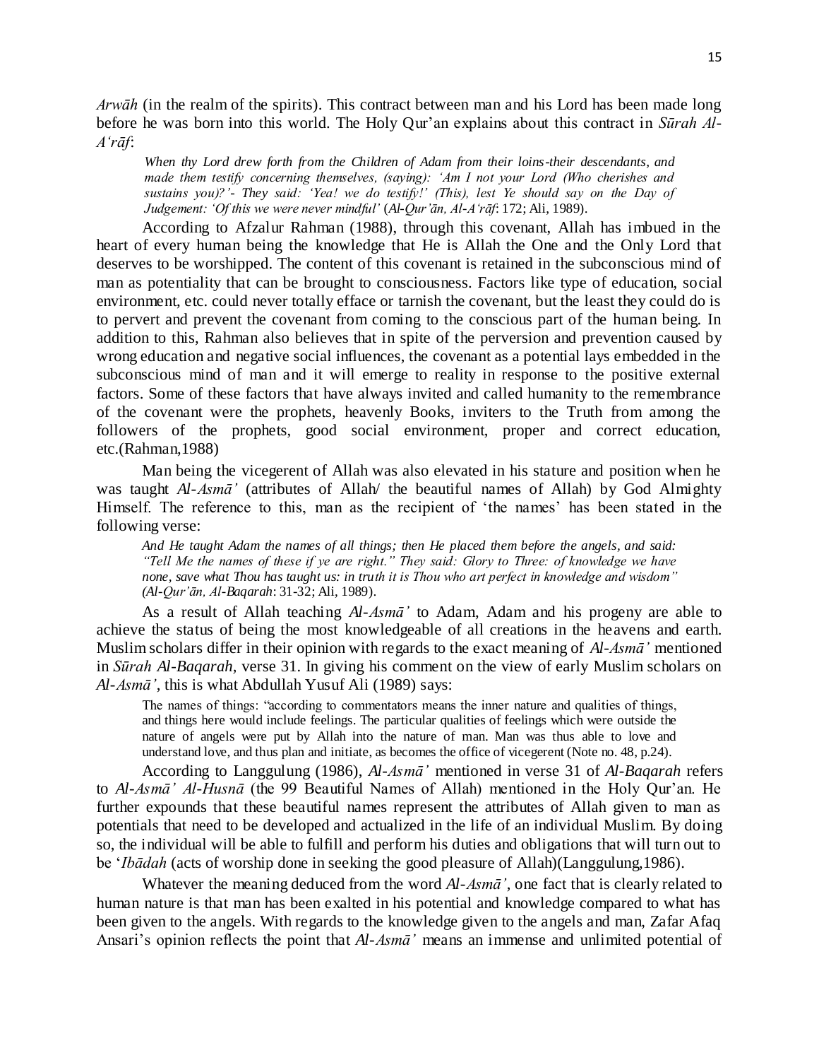*Arwāh* (in the realm of the spirits). This contract between man and his Lord has been made long before he was born into this world. The Holy Qur'an explains about this contract in *Sūrah Al-A'rāf*:

> *When thy Lord drew forth from the Children of Adam from their loins-their descendants, and made them testify concerning themselves, (saying): 'Am I not your Lord (Who cherishes and sustains you)?'- They said: 'Yea! we do testify!' (This), lest Ye should say on the Day of Judgement: 'Of this we were never mindful'* (*Al-Qur'ān, Al-A'rāf*: 172; Ali, 1989).

According to Afzalur Rahman (1988), through this covenant, Allah has imbued in the heart of every human being the knowledge that He is Allah the One and the Only Lord that deserves to be worshipped. The content of this covenant is retained in the subconscious mind of man as potentiality that can be brought to consciousness. Factors like type of education, social environment, etc. could never totally efface or tarnish the covenant, but the least they could do is to pervert and prevent the covenant from coming to the conscious part of the human being. In addition to this, Rahman also believes that in spite of the perversion and prevention caused by wrong education and negative social influences, the covenant as a potential lays embedded in the subconscious mind of man and it will emerge to reality in response to the positive external factors. Some of these factors that have always invited and called humanity to the remembrance of the covenant were the prophets, heavenly Books, inviters to the Truth from among the followers of the prophets, good social environment, proper and correct education, etc.(Rahman,1988)

Man being the vicegerent of Allah was also elevated in his stature and position when he was taught *Al-Asmā'* (attributes of Allah/ the beautiful names of Allah) by God Almighty Himself. The reference to this, man as the recipient of 'the names' has been stated in the following verse:

> *And He taught Adam the names of all things; then He placed them before the angels, and said: "Tell Me the names of these if ye are right." They said: Glory to Three: of knowledge we have none, save what Thou has taught us: in truth it is Thou who art perfect in knowledge and wisdom" (Al-Qur'ān, Al-Baqarah*: 31-32; Ali, 1989).

As a result of Allah teaching *Al-Asmā'* to Adam, Adam and his progeny are able to achieve the status of being the most knowledgeable of all creations in the heavens and earth. Muslim scholars differ in their opinion with regards to the exact meaning of *Al-Asmā'* mentioned in *Sūrah Al-Baqarah,* verse 31. In giving his comment on the view of early Muslim scholars on *Al-Asmā'*, this is what Abdullah Yusuf Ali (1989) says:

> The names of things: "according to commentators means the inner nature and qualities of things, and things here would include feelings. The particular qualities of feelings which were outside the nature of angels were put by Allah into the nature of man. Man was thus able to love and understand love, and thus plan and initiate, as becomes the office of vicegerent (Note no. 48, p.24).

According to Langgulung (1986), *Al-Asmā'* mentioned in verse 31 of *Al-Baqarah* refers to *Al-Asmā' Al-Husnā* (the 99 Beautiful Names of Allah) mentioned in the Holy Qur'an. He further expounds that these beautiful names represent the attributes of Allah given to man as potentials that need to be developed and actualized in the life of an individual Muslim. By doing so, the individual will be able to fulfill and perform his duties and obligations that will turn out to be '*Ibādah* (acts of worship done in seeking the good pleasure of Allah)(Langgulung,1986).

Whatever the meaning deduced from the word *Al-Asmā'*, one fact that is clearly related to human nature is that man has been exalted in his potential and knowledge compared to what has been given to the angels. With regards to the knowledge given to the angels and man, Zafar Afaq Ansari's opinion reflects the point that *Al-Asmā'* means an immense and unlimited potential of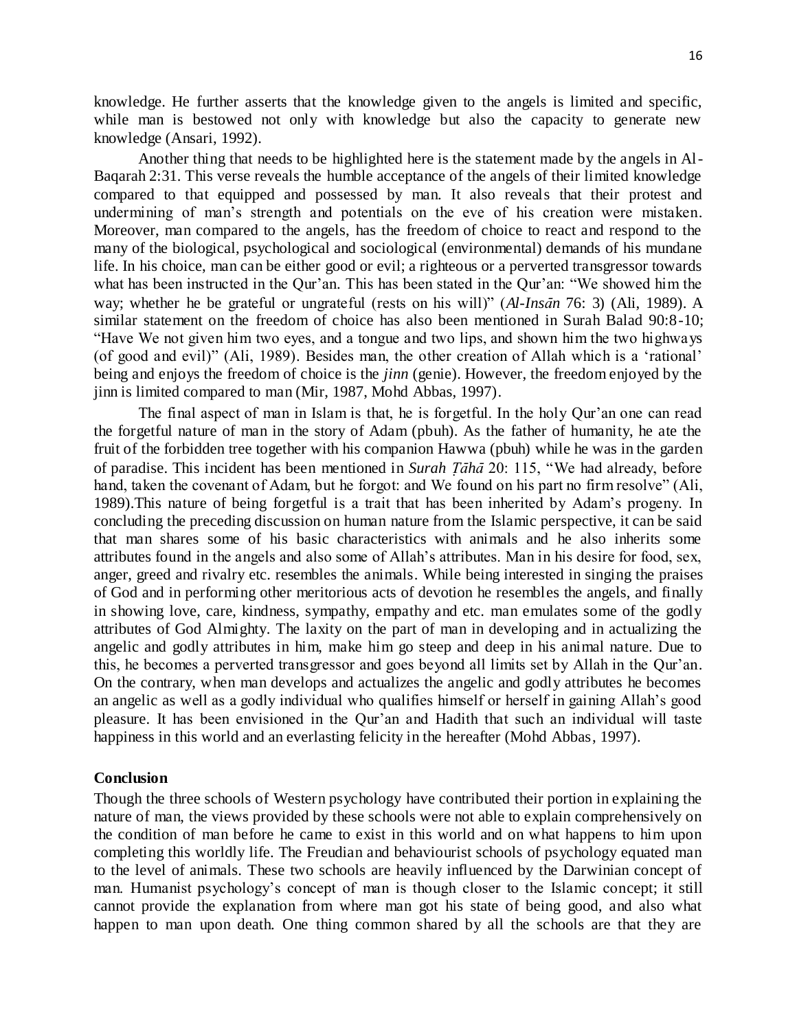knowledge. He further asserts that the knowledge given to the angels is limited and specific, while man is bestowed not only with knowledge but also the capacity to generate new knowledge (Ansari, 1992).

Another thing that needs to be highlighted here is the statement made by the angels in Al-Baqarah 2:31. This verse reveals the humble acceptance of the angels of their limited knowledge compared to that equipped and possessed by man. It also reveals that their protest and undermining of man's strength and potentials on the eve of his creation were mistaken. Moreover, man compared to the angels, has the freedom of choice to react and respond to the many of the biological, psychological and sociological (environmental) demands of his mundane life. In his choice, man can be either good or evil; a righteous or a perverted transgressor towards what has been instructed in the Qur'an. This has been stated in the Qur'an: "We showed him the way; whether he be grateful or ungrateful (rests on his will)" (*Al-Insān* 76: 3) (Ali, 1989). A similar statement on the freedom of choice has also been mentioned in Surah Balad 90:8-10; "Have We not given him two eyes, and a tongue and two lips, and shown him the two highways (of good and evil)" (Ali, 1989). Besides man, the other creation of Allah which is a 'rational' being and enjoys the freedom of choice is the *jinn* (genie). However, the freedom enjoyed by the jinn is limited compared to man (Mir, 1987, Mohd Abbas, 1997).

The final aspect of man in Islam is that, he is forgetful. In the holy Qur'an one can read the forgetful nature of man in the story of Adam (pbuh). As the father of humanity, he ate the fruit of the forbidden tree together with his companion Hawwa (pbuh) while he was in the garden of paradise. This incident has been mentioned in *Surah Ṭāhā* 20: 115, "We had already, before hand, taken the covenant of Adam, but he forgot: and We found on his part no firm resolve" (Ali, 1989).This nature of being forgetful is a trait that has been inherited by Adam's progeny. In concluding the preceding discussion on human nature from the Islamic perspective, it can be said that man shares some of his basic characteristics with animals and he also inherits some attributes found in the angels and also some of Allah's attributes. Man in his desire for food, sex, anger, greed and rivalry etc. resembles the animals. While being interested in singing the praises of God and in performing other meritorious acts of devotion he resembles the angels, and finally in showing love, care, kindness, sympathy, empathy and etc. man emulates some of the godly attributes of God Almighty. The laxity on the part of man in developing and in actualizing the angelic and godly attributes in him, make him go steep and deep in his animal nature. Due to this, he becomes a perverted transgressor and goes beyond all limits set by Allah in the Qur'an. On the contrary, when man develops and actualizes the angelic and godly attributes he becomes an angelic as well as a godly individual who qualifies himself or herself in gaining Allah's good pleasure. It has been envisioned in the Qur'an and Hadith that such an individual will taste happiness in this world and an everlasting felicity in the hereafter (Mohd Abbas, 1997).

## Conclusion

Though the three schools of Western psychology have contributed their portion in explaining the nature of man, the views provided by these schools were not able to explain comprehensively on the condition of man before he came to exist in this world and on what happens to him upon completing this worldly life. The Freudian and behaviourist schools of psychology equated man to the level of animals. These two schools are heavily influenced by the Darwinian concept of man. Humanist psychology's concept of man is though closer to the Islamic concept; it still cannot provide the explanation from where man got his state of being good, and also what happen to man upon death. One thing common shared by all the schools are that they are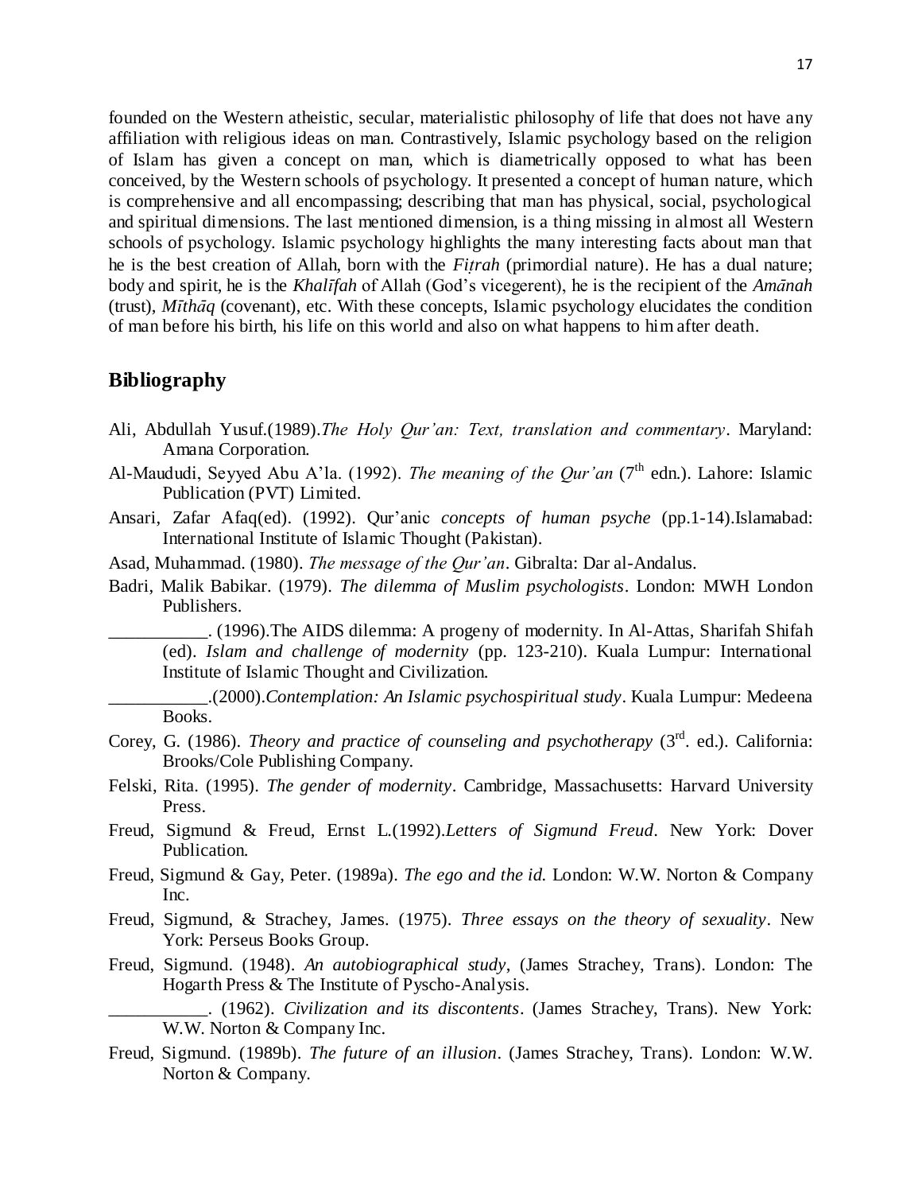founded on the Western atheistic, secular, materialistic philosophy of life that does not have any affiliation with religious ideas on man. Contrastively, Islamic psychology based on the religion of Islam has given a concept on man, which is diametrically opposed to what has been conceived, by the Western schools of psychology. It presented a concept of human nature, which is comprehensive and all encompassing; describing that man has physical, social, psychological and spiritual dimensions. The last mentioned dimension, is a thing missing in almost all Western schools of psychology. Islamic psychology highlights the many interesting facts about man that he is the best creation of Allah, born with the *Fiṭrah* (primordial nature). He has a dual nature; body and spirit, he is the *Khalīfah* of Allah (God's vicegerent), he is the recipient of the *Amānah* (trust), *Mīthāq* (covenant), etc. With these concepts, Islamic psychology elucidates the condition of man before his birth, his life on this world and also on what happens to him after death.

## Bibliography

Ali, Abdullah Yusuf.(1989).*The Holy Qur'an: Text, translation and commentary*. Maryland: Amana Corporation.

Al-Maududi, Seyyed Abu A'la. (1992). *The meaning of the Qur'an* (7th edn.). Lahore: Islamic Publication (PVT) Limited.

Ansari, Zafar Afaq(ed). (1992). Qur'anic *concepts of human psyche* (pp.1-14).Islamabad: International Institute of Islamic Thought (Pakistan).

Asad, Muhammad. (1980). *The message of the Qur'an*. Gibralta: Dar al-Andalus.

Badri, Malik Babikar. (1979). *The dilemma of Muslim psychologists*. London: MWH London Publishers.

___________. (1996).The AIDS dilemma: A progeny of modernity. In Al-Attas, Sharifah Shifah (ed). *Islam and challenge of modernity* (pp. 123-210). Kuala Lumpur: International Institute of Islamic Thought and Civilization.

___________.(2000).*Contemplation: An Islamic psychospiritual study*. Kuala Lumpur: Medeena Books.

Corey, G. (1986). *Theory and practice of counseling and psychotherapy* (3rd. ed.). California: Brooks/Cole Publishing Company.

Felski, Rita. (1995). *The gender of modernity*. Cambridge, Massachusetts: Harvard University Press.

Freud, Sigmund & Freud, Ernst L.(1992).*Letters of Sigmund Freud*. New York: Dover Publication.

Freud, Sigmund & Gay, Peter. (1989a). *The ego and the id.* London: W.W. Norton & Company Inc.

Freud, Sigmund, & Strachey, James. (1975). *Three essays on the theory of sexuality*. New York: Perseus Books Group.

Freud, Sigmund. (1948). *An autobiographical study*, (James Strachey, Trans). London: The Hogarth Press & The Institute of Pyscho-Analysis.

___________. (1962). *Civilization and its discontents*. (James Strachey, Trans). New York: W.W. Norton & Company Inc.

Freud, Sigmund. (1989b). *The future of an illusion*. (James Strachey, Trans). London: W.W. Norton & Company.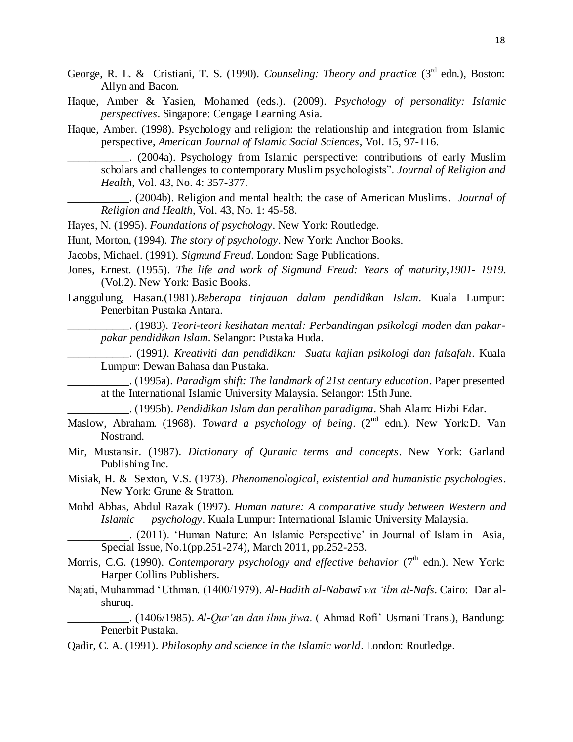George, R. L. & Cristiani, T. S. (1990). *Counseling: Theory and practice* (3rd edn.), Boston: Allyn and Bacon.

Haque, Amber & Yasien, Mohamed (eds.). (2009). *Psychology of personality: Islamic perspectives*. Singapore: Cengage Learning Asia.

Haque, Amber. (1998). Psychology and religion: the relationship and integration from Islamic perspective, *American Journal of Islamic Social Sciences*, Vol. 15, 97-116.

___________. (2004a). Psychology from Islamic perspective: contributions of early Muslim scholars and challenges to contemporary Muslim psychologists". *Journal of Religion and Health*, Vol. 43, No. 4: 357-377.

___________. (2004b). Religion and mental health: the case of American Muslims. *Journal of Religion and Health*, Vol. 43, No. 1: 45-58.

Hayes, N. (1995). *Foundations of psychology*. New York: Routledge.

Hunt, Morton, (1994). *The story of psychology*. New York: Anchor Books.

Jacobs, Michael. (1991). *Sigmund Freud*. London: Sage Publications.

Jones, Ernest. (1955). *The life and work of Sigmund Freud: Years of maturity,1901- 1919*. (Vol.2). New York: Basic Books.

Langgulung, Hasan.(1981).*Beberapa tinjauan dalam pendidikan Islam*. Kuala Lumpur: Penerbitan Pustaka Antara.

___________. (1983). *Teori-teori kesihatan mental: Perbandingan psikologi moden dan pakar-pakar pendidikan Islam*. Selangor: Pustaka Huda.

___________. (1991). *Kreativiti dan pendidikan: Suatu kajian psikologi dan falsafah*. Kuala Lumpur: Dewan Bahasa dan Pustaka.

___________. (1995a). *Paradigm shift: The landmark of 21st century education*. Paper presented at the International Islamic University Malaysia. Selangor: 15th June.

___________. (1995b). *Pendidikan Islam dan peralihan paradigma*. Shah Alam: Hizbi Edar.

Maslow, Abraham. (1968). *Toward a psychology of being*. (2nd edn.). New York:D. Van Nostrand.

Mir, Mustansir. (1987). *Dictionary of Quranic terms and concepts*. New York: Garland Publishing Inc.

Misiak, H. & Sexton, V.S. (1973). *Phenomenological, existential and humanistic psychologies*. New York: Grune & Stratton.

Mohd Abbas, Abdul Razak (1997). *Human nature: A comparative study between Western and Islamic psychology*. Kuala Lumpur: International Islamic University Malaysia.

___________. (2011). 'Human Nature: An Islamic Perspective' in Journal of Islam in Asia, Special Issue, No.1(pp.251-274), March 2011, pp.252-253.

Morris, C.G. (1990). *Contemporary psychology and effective behavior* (7th edn.). New York: Harper Collins Publishers.

Najati, Muhammad 'Uthman. (1400/1979). *Al-Hadith al-Nabawī wa 'ilm al-Nafs*. Cairo: Dar al-shuruq.

___________. (1406/1985). *Al-Qur'an dan ilmu jiwa*. ( Ahmad Rofi' Usmani Trans.), Bandung: Penerbit Pustaka.

Qadir, C. A. (1991). *Philosophy and science in the Islamic world*. London: Routledge.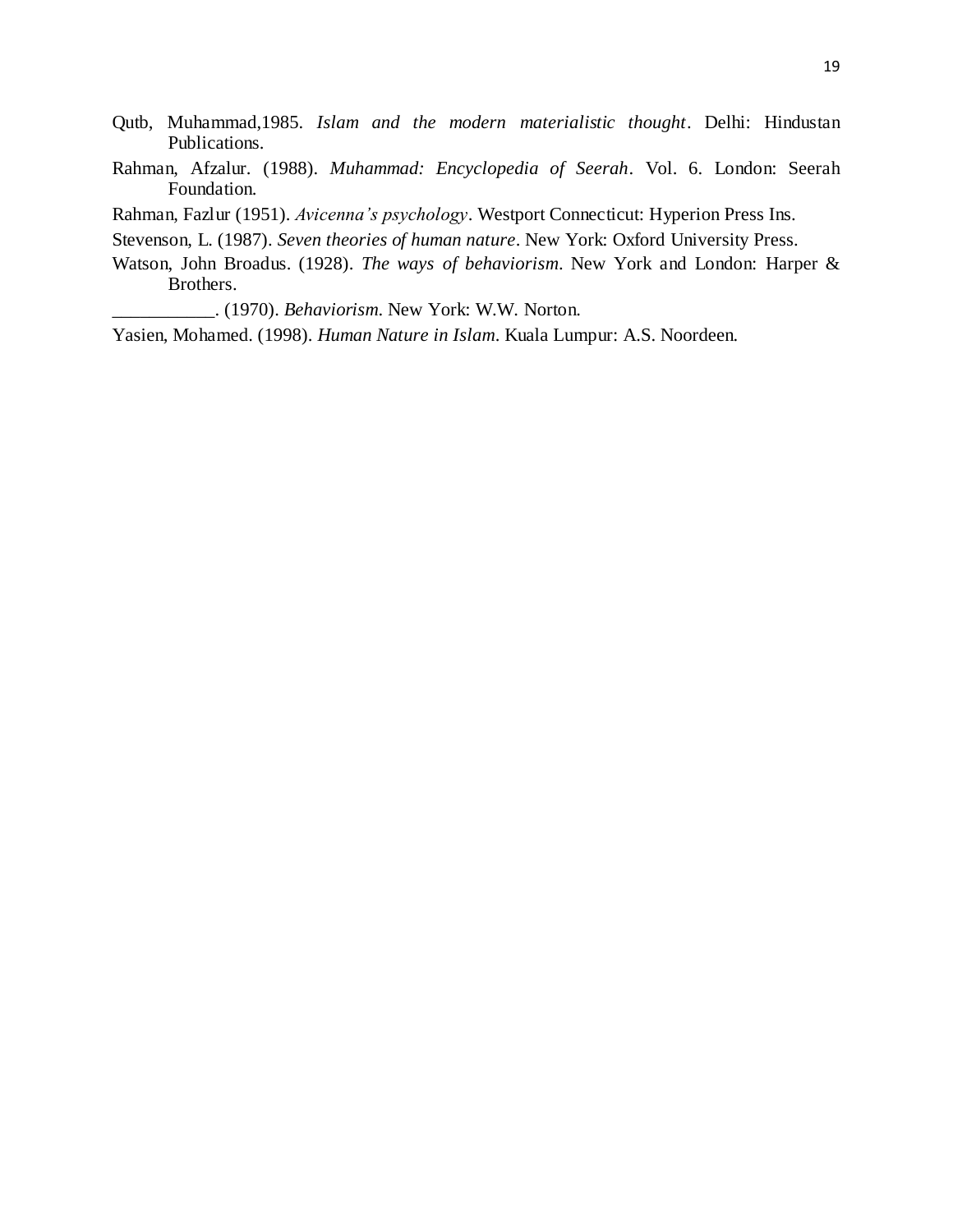Qutb, Muhammad,1985. *Islam and the modern materialistic thought*. Delhi: Hindustan Publications.

Rahman, Afzalur. (1988). *Muhammad: Encyclopedia of Seerah*. Vol. 6. London: Seerah Foundation.

Rahman, Fazlur (1951). *Avicenna's psychology*. Westport Connecticut: Hyperion Press Ins.

Stevenson, L. (1987). *Seven theories of human nature*. New York: Oxford University Press.

Watson, John Broadus. (1928). *The ways of behaviorism*. New York and London: Harper & Brothers.

___________. (1970). *Behaviorism*. New York: W.W. Norton.

Yasien, Mohamed. (1998). *Human Nature in Islam*. Kuala Lumpur: A.S. Noordeen.